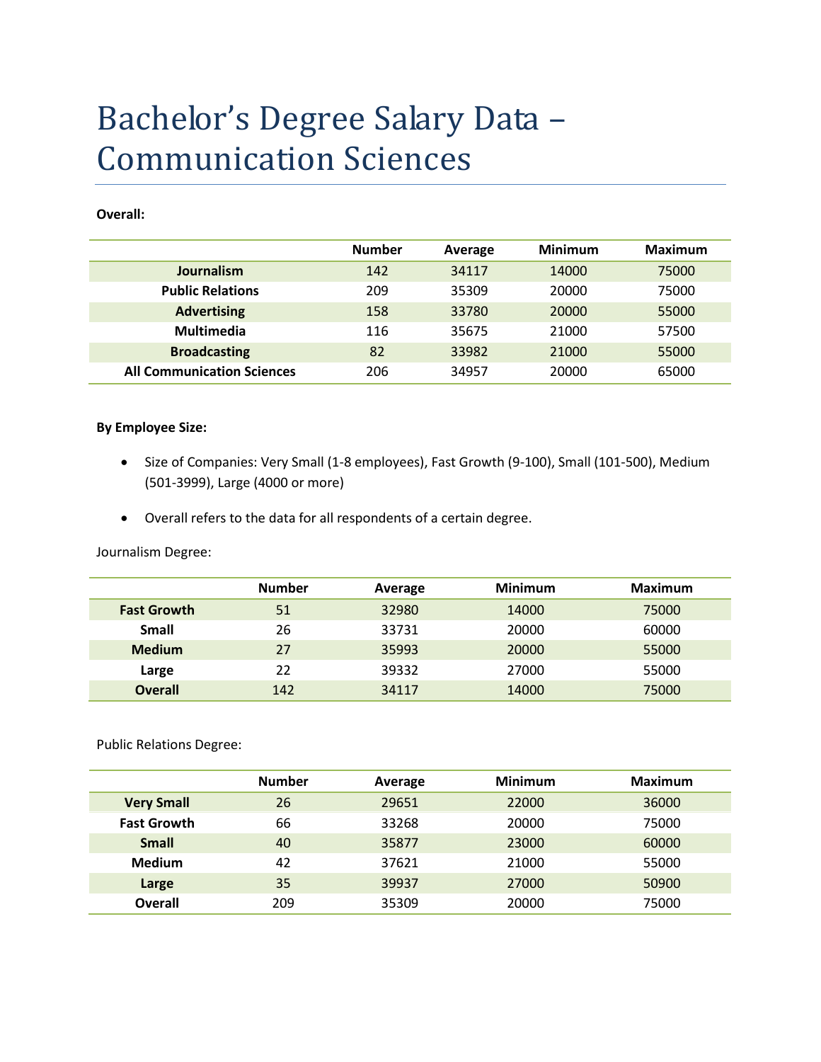# Bachelor's Degree Salary Data – Communication Sciences

**Overall:**

| | Number | Average | Minimum | Maximum |
|---|---|---|---|---|
| **Journalism** | 142 | 34117 | 14000 | 75000 |
| **Public Relations** | 209 | 35309 | 20000 | 75000 |
| **Advertising** | 158 | 33780 | 20000 | 55000 |
| **Multimedia** | 116 | 35675 | 21000 | 57500 |
| **Broadcasting** | 82 | 33982 | 21000 | 55000 |
| **All Communication Sciences** | 206 | 34957 | 20000 | 65000 |

**By Employee Size:**

- Size of Companies: Very Small (1-8 employees), Fast Growth (9-100), Small (101-500), Medium (501-3999), Large (4000 or more)
- Overall refers to the data for all respondents of a certain degree.

Journalism Degree:

| | Number | Average | Minimum | Maximum |
|---|---|---|---|---|
| **Fast Growth** | 51 | 32980 | 14000 | 75000 |
| **Small** | 26 | 33731 | 20000 | 60000 |
| **Medium** | 27 | 35993 | 20000 | 55000 |
| **Large** | 22 | 39332 | 27000 | 55000 |
| **Overall** | 142 | 34117 | 14000 | 75000 |

Public Relations Degree:

| | Number | Average | Minimum | Maximum |
|---|---|---|---|---|
| **Very Small** | 26 | 29651 | 22000 | 36000 |
| **Fast Growth** | 66 | 33268 | 20000 | 75000 |
| **Small** | 40 | 35877 | 23000 | 60000 |
| **Medium** | 42 | 37621 | 21000 | 55000 |
| **Large** | 35 | 39937 | 27000 | 50900 |
| **Overall** | 209 | 35309 | 20000 | 75000 |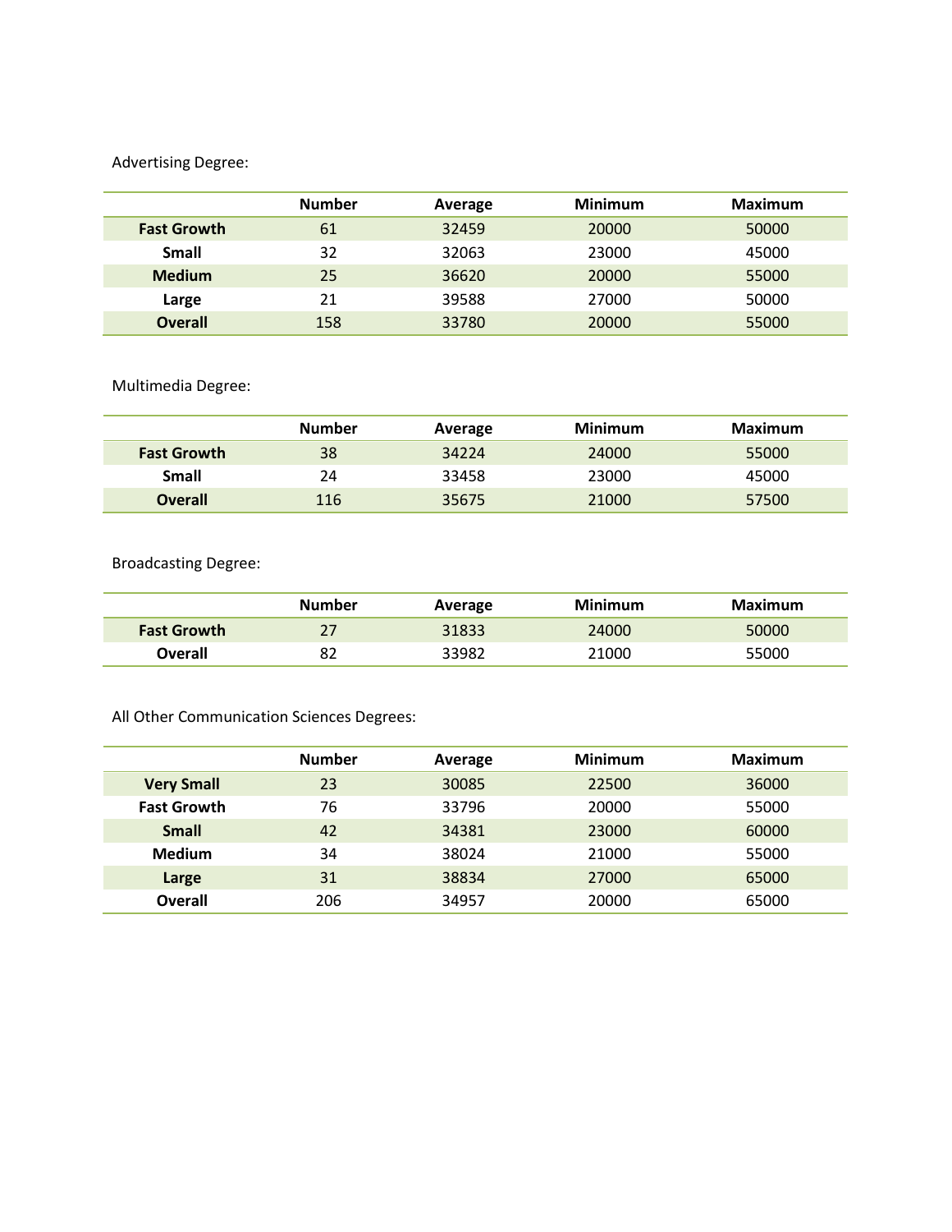Advertising Degree:

| | Number | Average | Minimum | Maximum |
|---|---|---|---|---|
| **Fast Growth** | 61 | 32459 | 20000 | 50000 |
| **Small** | 32 | 32063 | 23000 | 45000 |
| **Medium** | 25 | 36620 | 20000 | 55000 |
| **Large** | 21 | 39588 | 27000 | 50000 |
| **Overall** | 158 | 33780 | 20000 | 55000 |

Multimedia Degree:

| | Number | Average | Minimum | Maximum |
|---|---|---|---|---|
| **Fast Growth** | 38 | 34224 | 24000 | 55000 |
| **Small** | 24 | 33458 | 23000 | 45000 |
| **Overall** | 116 | 35675 | 21000 | 57500 |

Broadcasting Degree:

| | Number | Average | Minimum | Maximum |
|---|---|---|---|---|
| **Fast Growth** | 27 | 31833 | 24000 | 50000 |
| **Overall** | 82 | 33982 | 21000 | 55000 |

All Other Communication Sciences Degrees:

| | Number | Average | Minimum | Maximum |
|---|---|---|---|---|
| **Very Small** | 23 | 30085 | 22500 | 36000 |
| **Fast Growth** | 76 | 33796 | 20000 | 55000 |
| **Small** | 42 | 34381 | 23000 | 60000 |
| **Medium** | 34 | 38024 | 21000 | 55000 |
| **Large** | 31 | 38834 | 27000 | 65000 |
| **Overall** | 206 | 34957 | 20000 | 65000 |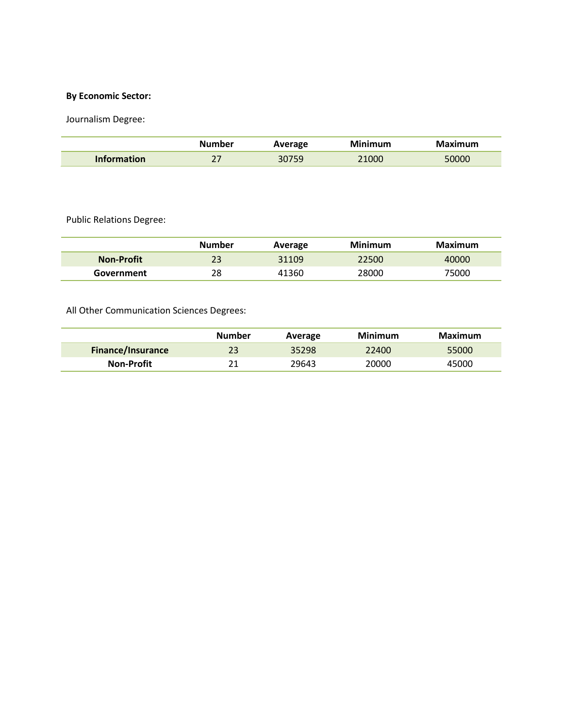**By Economic Sector:**

Journalism Degree:

| | Number | Average | Minimum | Maximum |
|---|---|---|---|---|
| **Information** | 27 | 30759 | 21000 | 50000 |

Public Relations Degree:

| | Number | Average | Minimum | Maximum |
|---|---|---|---|---|
| **Non-Profit** | 23 | 31109 | 22500 | 40000 |
| **Government** | 28 | 41360 | 28000 | 75000 |

All Other Communication Sciences Degrees:

| | Number | Average | Minimum | Maximum |
|---|---|---|---|---|
| **Finance/Insurance** | 23 | 35298 | 22400 | 55000 |
| **Non-Profit** | 21 | 29643 | 20000 | 45000 |